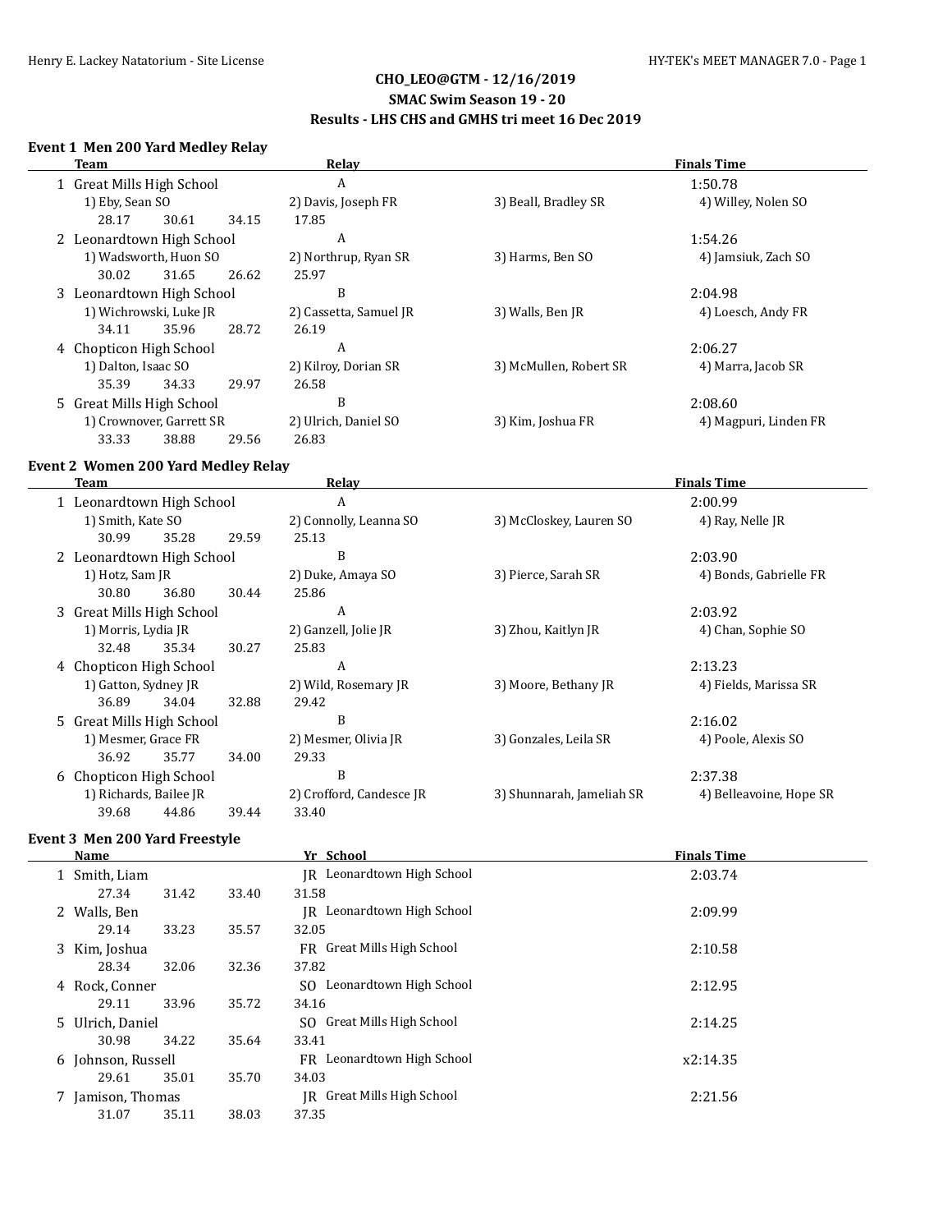# CHO_LEO@GTM - 12/16/2019
## SMAC Swim Season 19 - 20
## Results - LHS CHS and GMHS tri meet 16 Dec 2019

### Event 1 Men 200 Yard Medley Relay

| | Team | Relay | Finals Time |
|---|---|---|---|
| 1 | Great Mills High School | A | 1:50.78 |
| | 1) Eby, Sean SO; 2) Davis, Joseph FR; 3) Beall, Bradley SR; 4) Willey, Nolen SO | | |
| | 28.17 30.61 34.15 17.85 | | |
| 2 | Leonardtown High School | A | 1:54.26 |
| | 1) Wadsworth, Huon SO; 2) Northrup, Ryan SR; 3) Harms, Ben SO; 4) Jamsiuk, Zach SO | | |
| | 30.02 31.65 26.62 25.97 | | |
| 3 | Leonardtown High School | B | 2:04.98 |
| | 1) Wichrowski, Luke JR; 2) Cassetta, Samuel JR; 3) Walls, Ben JR; 4) Loesch, Andy FR | | |
| | 34.11 35.96 28.72 26.19 | | |
| 4 | Chopticon High School | A | 2:06.27 |
| | 1) Dalton, Isaac SO; 2) Kilroy, Dorian SR; 3) McMullen, Robert SR; 4) Marra, Jacob SR | | |
| | 35.39 34.33 29.97 26.58 | | |
| 5 | Great Mills High School | B | 2:08.60 |
| | 1) Crownover, Garrett SR; 2) Ulrich, Daniel SO; 3) Kim, Joshua FR; 4) Magpuri, Linden FR | | |
| | 33.33 38.88 29.56 26.83 | | |

### Event 2 Women 200 Yard Medley Relay

| | Team | Relay | Finals Time |
|---|---|---|---|
| 1 | Leonardtown High School | A | 2:00.99 |
| | 1) Smith, Kate SO; 2) Connolly, Leanna SO; 3) McCloskey, Lauren SO; 4) Ray, Nelle JR | | |
| | 30.99 35.28 29.59 25.13 | | |
| 2 | Leonardtown High School | B | 2:03.90 |
| | 1) Hotz, Sam JR; 2) Duke, Amaya SO; 3) Pierce, Sarah SR; 4) Bonds, Gabrielle FR | | |
| | 30.80 36.80 30.44 25.86 | | |
| 3 | Great Mills High School | A | 2:03.92 |
| | 1) Morris, Lydia JR; 2) Ganzell, Jolie JR; 3) Zhou, Kaitlyn JR; 4) Chan, Sophie SO | | |
| | 32.48 35.34 30.27 25.83 | | |
| 4 | Chopticon High School | A | 2:13.23 |
| | 1) Gatton, Sydney JR; 2) Wild, Rosemary JR; 3) Moore, Bethany JR; 4) Fields, Marissa SR | | |
| | 36.89 34.04 32.88 29.42 | | |
| 5 | Great Mills High School | B | 2:16.02 |
| | 1) Mesmer, Grace FR; 2) Mesmer, Olivia JR; 3) Gonzales, Leila SR; 4) Poole, Alexis SO | | |
| | 36.92 35.77 34.00 29.33 | | |
| 6 | Chopticon High School | B | 2:37.38 |
| | 1) Richards, Bailee JR; 2) Crofford, Candesce JR; 3) Shunnarah, Jameliah SR; 4) Belleavoine, Hope SR | | |
| | 39.68 44.86 39.44 33.40 | | |

### Event 3 Men 200 Yard Freestyle

| | Name | Yr | School | Finals Time |
|---|---|---|---|---|
| 1 | Smith, Liam | JR | Leonardtown High School | 2:03.74 |
| | 27.34 31.42 33.40 31.58 | | | |
| 2 | Walls, Ben | JR | Leonardtown High School | 2:09.99 |
| | 29.14 33.23 35.57 32.05 | | | |
| 3 | Kim, Joshua | FR | Great Mills High School | 2:10.58 |
| | 28.34 32.06 32.36 37.82 | | | |
| 4 | Rock, Conner | SO | Leonardtown High School | 2:12.95 |
| | 29.11 33.96 35.72 34.16 | | | |
| 5 | Ulrich, Daniel | SO | Great Mills High School | 2:14.25 |
| | 30.98 34.22 35.64 33.41 | | | |
| 6 | Johnson, Russell | FR | Leonardtown High School | x2:14.35 |
| | 29.61 35.01 35.70 34.03 | | | |
| 7 | Jamison, Thomas | JR | Great Mills High School | 2:21.56 |
| | 31.07 35.11 38.03 37.35 | | | |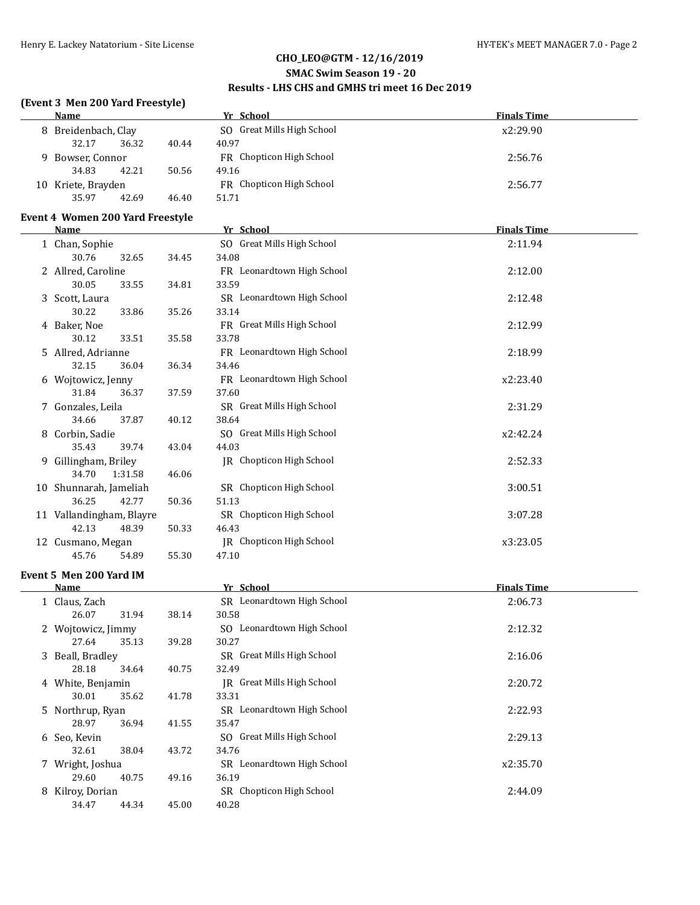## CHO_LEO@GTM - 12/16/2019

### SMAC Swim Season 19 - 20

### Results - LHS CHS and GMHS tri meet 16 Dec 2019

**(Event 3 Men 200 Yard Freestyle)**

| | Name | Yr | School | Finals Time |
|---|---|---|---|---|
| 8 | Breidenbach, Clay | SO | Great Mills High School | x2:29.90 |
| | 32.17 36.32 40.44 40.97 | | | |
| 9 | Bowser, Connor | FR | Chopticon High School | 2:56.76 |
| | 34.83 42.21 50.56 49.16 | | | |
| 10 | Kriete, Brayden | FR | Chopticon High School | 2:56.77 |
| | 35.97 42.69 46.40 51.71 | | | |

**Event 4 Women 200 Yard Freestyle**

| | Name | Yr | School | Finals Time |
|---|---|---|---|---|
| 1 | Chan, Sophie | SO | Great Mills High School | 2:11.94 |
| | 30.76 32.65 34.45 34.08 | | | |
| 2 | Allred, Caroline | FR | Leonardtown High School | 2:12.00 |
| | 30.05 33.55 34.81 33.59 | | | |
| 3 | Scott, Laura | SR | Leonardtown High School | 2:12.48 |
| | 30.22 33.86 35.26 33.14 | | | |
| 4 | Baker, Noe | FR | Great Mills High School | 2:12.99 |
| | 30.12 33.51 35.58 33.78 | | | |
| 5 | Allred, Adrianne | FR | Leonardtown High School | 2:18.99 |
| | 32.15 36.04 36.34 34.46 | | | |
| 6 | Wojtowicz, Jenny | FR | Leonardtown High School | x2:23.40 |
| | 31.84 36.37 37.59 37.60 | | | |
| 7 | Gonzales, Leila | SR | Great Mills High School | 2:31.29 |
| | 34.66 37.87 40.12 38.64 | | | |
| 8 | Corbin, Sadie | SO | Great Mills High School | x2:42.24 |
| | 35.43 39.74 43.04 44.03 | | | |
| 9 | Gillingham, Briley | JR | Chopticon High School | 2:52.33 |
| | 34.70 1:31.58 46.06 | | | |
| 10 | Shunnarah, Jameliah | SR | Chopticon High School | 3:00.51 |
| | 36.25 42.77 50.36 51.13 | | | |
| 11 | Vallandingham, Blayre | SR | Chopticon High School | 3:07.28 |
| | 42.13 48.39 50.33 46.43 | | | |
| 12 | Cusmano, Megan | JR | Chopticon High School | x3:23.05 |
| | 45.76 54.89 55.30 47.10 | | | |

**Event 5 Men 200 Yard IM**

| | Name | Yr | School | Finals Time |
|---|---|---|---|---|
| 1 | Claus, Zach | SR | Leonardtown High School | 2:06.73 |
| | 26.07 31.94 38.14 30.58 | | | |
| 2 | Wojtowicz, Jimmy | SO | Leonardtown High School | 2:12.32 |
| | 27.64 35.13 39.28 30.27 | | | |
| 3 | Beall, Bradley | SR | Great Mills High School | 2:16.06 |
| | 28.18 34.64 40.75 32.49 | | | |
| 4 | White, Benjamin | JR | Great Mills High School | 2:20.72 |
| | 30.01 35.62 41.78 33.31 | | | |
| 5 | Northrup, Ryan | SR | Leonardtown High School | 2:22.93 |
| | 28.97 36.94 41.55 35.47 | | | |
| 6 | Seo, Kevin | SO | Great Mills High School | 2:29.13 |
| | 32.61 38.04 43.72 34.76 | | | |
| 7 | Wright, Joshua | SR | Leonardtown High School | x2:35.70 |
| | 29.60 40.75 49.16 36.19 | | | |
| 8 | Kilroy, Dorian | SR | Chopticon High School | 2:44.09 |
| | 34.47 44.34 45.00 40.28 | | | |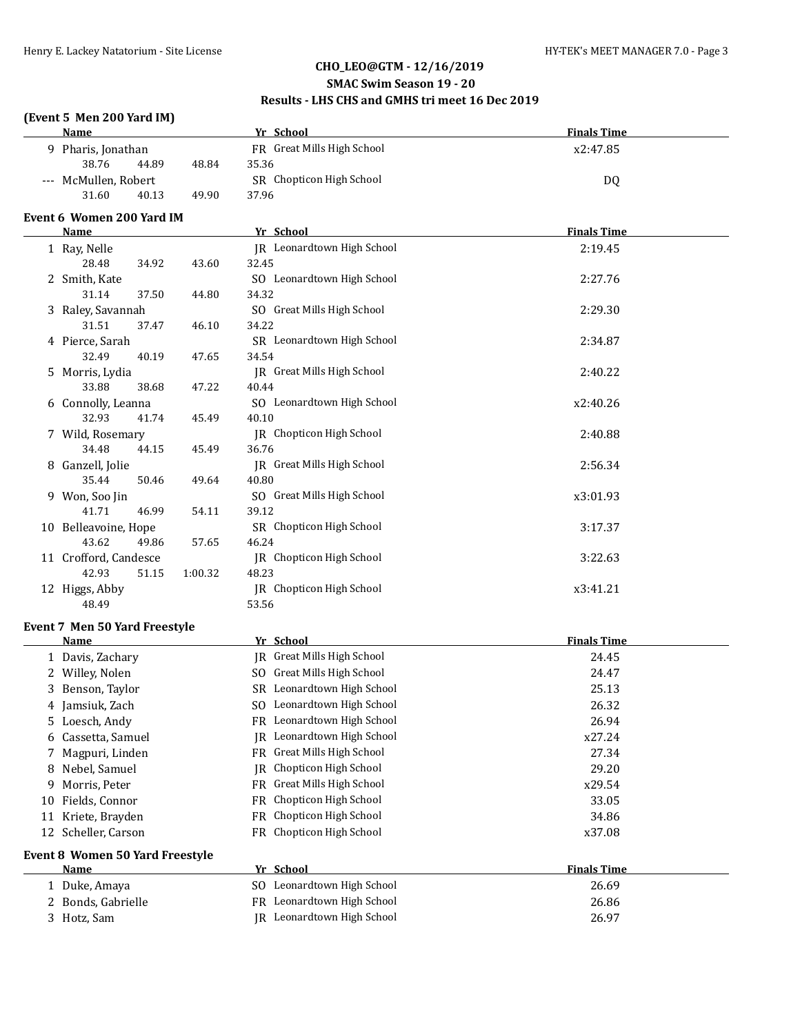## CHO_LEO@GTM - 12/16/2019

### SMAC Swim Season 19 - 20

### Results - LHS CHS and GMHS tri meet 16 Dec 2019

#### (Event 5 Men 200 Yard IM)

| | Name | Yr | School | Finals Time |
|---|---|---|---|---|
| 9 | Pharis, Jonathan | FR | Great Mills High School | x2:47.85 |
| | 38.76 44.89 48.84 35.36 | | | |
| --- | McMullen, Robert | SR | Chopticon High School | DQ |
| | 31.60 40.13 49.90 37.96 | | | |

#### Event 6 Women 200 Yard IM

| | Name | Yr | School | Finals Time |
|---|---|---|---|---|
| 1 | Ray, Nelle | JR | Leonardtown High School | 2:19.45 |
| | 28.48 34.92 43.60 32.45 | | | |
| 2 | Smith, Kate | SO | Leonardtown High School | 2:27.76 |
| | 31.14 37.50 44.80 34.32 | | | |
| 3 | Raley, Savannah | SO | Great Mills High School | 2:29.30 |
| | 31.51 37.47 46.10 34.22 | | | |
| 4 | Pierce, Sarah | SR | Leonardtown High School | 2:34.87 |
| | 32.49 40.19 47.65 34.54 | | | |
| 5 | Morris, Lydia | JR | Great Mills High School | 2:40.22 |
| | 33.88 38.68 47.22 40.44 | | | |
| 6 | Connolly, Leanna | SO | Leonardtown High School | x2:40.26 |
| | 32.93 41.74 45.49 40.10 | | | |
| 7 | Wild, Rosemary | JR | Chopticon High School | 2:40.88 |
| | 34.48 44.15 45.49 36.76 | | | |
| 8 | Ganzell, Jolie | JR | Great Mills High School | 2:56.34 |
| | 35.44 50.46 49.64 40.80 | | | |
| 9 | Won, Soo Jin | SO | Great Mills High School | x3:01.93 |
| | 41.71 46.99 54.11 39.12 | | | |
| 10 | Belleavoine, Hope | SR | Chopticon High School | 3:17.37 |
| | 43.62 49.86 57.65 46.24 | | | |
| 11 | Crofford, Candesce | JR | Chopticon High School | 3:22.63 |
| | 42.93 51.15 1:00.32 48.23 | | | |
| 12 | Higgs, Abby | JR | Chopticon High School | x3:41.21 |
| | 48.49 53.56 | | | |

#### Event 7 Men 50 Yard Freestyle

| | Name | Yr | School | Finals Time |
|---|---|---|---|---|
| 1 | Davis, Zachary | JR | Great Mills High School | 24.45 |
| 2 | Willey, Nolen | SO | Great Mills High School | 24.47 |
| 3 | Benson, Taylor | SR | Leonardtown High School | 25.13 |
| 4 | Jamsiuk, Zach | SO | Leonardtown High School | 26.32 |
| 5 | Loesch, Andy | FR | Leonardtown High School | 26.94 |
| 6 | Cassetta, Samuel | JR | Leonardtown High School | x27.24 |
| 7 | Magpuri, Linden | FR | Great Mills High School | 27.34 |
| 8 | Nebel, Samuel | JR | Chopticon High School | 29.20 |
| 9 | Morris, Peter | FR | Great Mills High School | x29.54 |
| 10 | Fields, Connor | FR | Chopticon High School | 33.05 |
| 11 | Kriete, Brayden | FR | Chopticon High School | 34.86 |
| 12 | Scheller, Carson | FR | Chopticon High School | x37.08 |

#### Event 8 Women 50 Yard Freestyle

| | Name | Yr | School | Finals Time |
|---|---|---|---|---|
| 1 | Duke, Amaya | SO | Leonardtown High School | 26.69 |
| 2 | Bonds, Gabrielle | FR | Leonardtown High School | 26.86 |
| 3 | Hotz, Sam | JR | Leonardtown High School | 26.97 |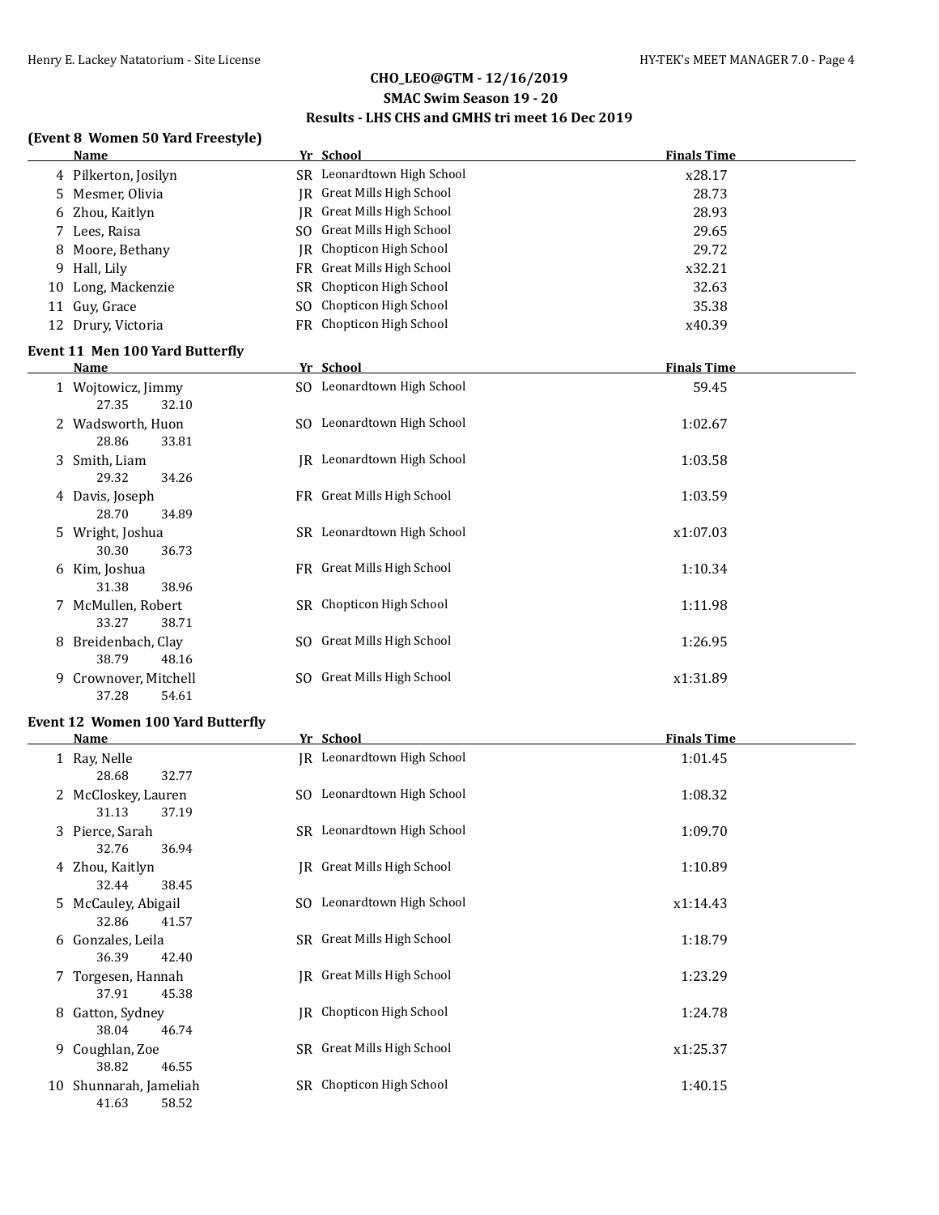## CHO_LEO@GTM - 12/16/2019

### SMAC Swim Season 19 - 20

### Results - LHS CHS and GMHS tri meet 16 Dec 2019

**(Event 8 Women 50 Yard Freestyle)**

| | Name | Yr | School | Finals Time |
|---|---|---|---|---|
| 4 | Pilkerton, Josilyn | SR | Leonardtown High School | x28.17 |
| 5 | Mesmer, Olivia | JR | Great Mills High School | 28.73 |
| 6 | Zhou, Kaitlyn | JR | Great Mills High School | 28.93 |
| 7 | Lees, Raisa | SO | Great Mills High School | 29.65 |
| 8 | Moore, Bethany | JR | Chopticon High School | 29.72 |
| 9 | Hall, Lily | FR | Great Mills High School | x32.21 |
| 10 | Long, Mackenzie | SR | Chopticon High School | 32.63 |
| 11 | Guy, Grace | SO | Chopticon High School | 35.38 |
| 12 | Drury, Victoria | FR | Chopticon High School | x40.39 |

**Event 11 Men 100 Yard Butterfly**

| | Name | Yr | School | Finals Time |
|---|---|---|---|---|
| 1 | Wojtowicz, Jimmy | SO | Leonardtown High School | 59.45 |
| | 27.35 32.10 | | | |
| 2 | Wadsworth, Huon | SO | Leonardtown High School | 1:02.67 |
| | 28.86 33.81 | | | |
| 3 | Smith, Liam | JR | Leonardtown High School | 1:03.58 |
| | 29.32 34.26 | | | |
| 4 | Davis, Joseph | FR | Great Mills High School | 1:03.59 |
| | 28.70 34.89 | | | |
| 5 | Wright, Joshua | SR | Leonardtown High School | x1:07.03 |
| | 30.30 36.73 | | | |
| 6 | Kim, Joshua | FR | Great Mills High School | 1:10.34 |
| | 31.38 38.96 | | | |
| 7 | McMullen, Robert | SR | Chopticon High School | 1:11.98 |
| | 33.27 38.71 | | | |
| 8 | Breidenbach, Clay | SO | Great Mills High School | 1:26.95 |
| | 38.79 48.16 | | | |
| 9 | Crownover, Mitchell | SO | Great Mills High School | x1:31.89 |
| | 37.28 54.61 | | | |

**Event 12 Women 100 Yard Butterfly**

| | Name | Yr | School | Finals Time |
|---|---|---|---|---|
| 1 | Ray, Nelle | JR | Leonardtown High School | 1:01.45 |
| | 28.68 32.77 | | | |
| 2 | McCloskey, Lauren | SO | Leonardtown High School | 1:08.32 |
| | 31.13 37.19 | | | |
| 3 | Pierce, Sarah | SR | Leonardtown High School | 1:09.70 |
| | 32.76 36.94 | | | |
| 4 | Zhou, Kaitlyn | JR | Great Mills High School | 1:10.89 |
| | 32.44 38.45 | | | |
| 5 | McCauley, Abigail | SO | Leonardtown High School | x1:14.43 |
| | 32.86 41.57 | | | |
| 6 | Gonzales, Leila | SR | Great Mills High School | 1:18.79 |
| | 36.39 42.40 | | | |
| 7 | Torgesen, Hannah | JR | Great Mills High School | 1:23.29 |
| | 37.91 45.38 | | | |
| 8 | Gatton, Sydney | JR | Chopticon High School | 1:24.78 |
| | 38.04 46.74 | | | |
| 9 | Coughlan, Zoe | SR | Great Mills High School | x1:25.37 |
| | 38.82 46.55 | | | |
| 10 | Shunnarah, Jameliah | SR | Chopticon High School | 1:40.15 |
| | 41.63 58.52 | | | |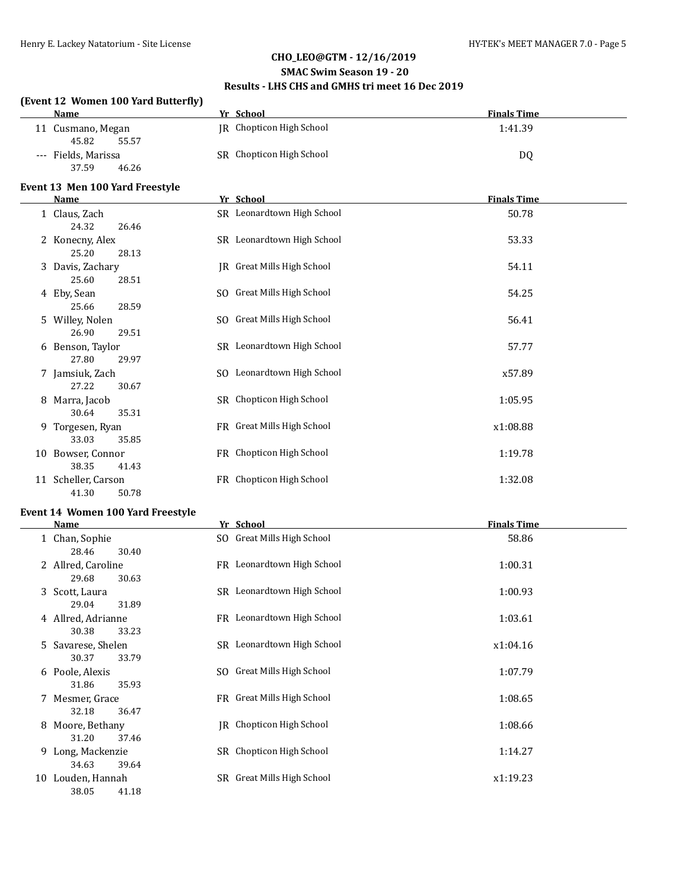**CHO_LEO@GTM - 12/16/2019**

**SMAC Swim Season 19 - 20**

**Results - LHS CHS and GMHS tri meet 16 Dec 2019**

### (Event 12 Women 100 Yard Butterfly)

| | Name | Yr | School | Finals Time |
|---|---|---|---|---|
| 11 | Cusmano, Megan | JR | Chopticon High School | 1:41.39 |
| | 45.82 55.57 | | | |
| --- | Fields, Marissa | SR | Chopticon High School | DQ |
| | 37.59 46.26 | | | |

### Event 13 Men 100 Yard Freestyle

| | Name | Yr | School | Finals Time |
|---|---|---|---|---|
| 1 | Claus, Zach | SR | Leonardtown High School | 50.78 |
| | 24.32 26.46 | | | |
| 2 | Konecny, Alex | SR | Leonardtown High School | 53.33 |
| | 25.20 28.13 | | | |
| 3 | Davis, Zachary | JR | Great Mills High School | 54.11 |
| | 25.60 28.51 | | | |
| 4 | Eby, Sean | SO | Great Mills High School | 54.25 |
| | 25.66 28.59 | | | |
| 5 | Willey, Nolen | SO | Great Mills High School | 56.41 |
| | 26.90 29.51 | | | |
| 6 | Benson, Taylor | SR | Leonardtown High School | 57.77 |
| | 27.80 29.97 | | | |
| 7 | Jamsiuk, Zach | SO | Leonardtown High School | x57.89 |
| | 27.22 30.67 | | | |
| 8 | Marra, Jacob | SR | Chopticon High School | 1:05.95 |
| | 30.64 35.31 | | | |
| 9 | Torgesen, Ryan | FR | Great Mills High School | x1:08.88 |
| | 33.03 35.85 | | | |
| 10 | Bowser, Connor | FR | Chopticon High School | 1:19.78 |
| | 38.35 41.43 | | | |
| 11 | Scheller, Carson | FR | Chopticon High School | 1:32.08 |
| | 41.30 50.78 | | | |

### Event 14 Women 100 Yard Freestyle

| | Name | Yr | School | Finals Time |
|---|---|---|---|---|
| 1 | Chan, Sophie | SO | Great Mills High School | 58.86 |
| | 28.46 30.40 | | | |
| 2 | Allred, Caroline | FR | Leonardtown High School | 1:00.31 |
| | 29.68 30.63 | | | |
| 3 | Scott, Laura | SR | Leonardtown High School | 1:00.93 |
| | 29.04 31.89 | | | |
| 4 | Allred, Adrianne | FR | Leonardtown High School | 1:03.61 |
| | 30.38 33.23 | | | |
| 5 | Savarese, Shelen | SR | Leonardtown High School | x1:04.16 |
| | 30.37 33.79 | | | |
| 6 | Poole, Alexis | SO | Great Mills High School | 1:07.79 |
| | 31.86 35.93 | | | |
| 7 | Mesmer, Grace | FR | Great Mills High School | 1:08.65 |
| | 32.18 36.47 | | | |
| 8 | Moore, Bethany | JR | Chopticon High School | 1:08.66 |
| | 31.20 37.46 | | | |
| 9 | Long, Mackenzie | SR | Chopticon High School | 1:14.27 |
| | 34.63 39.64 | | | |
| 10 | Louden, Hannah | SR | Great Mills High School | x1:19.23 |
| | 38.05 41.18 | | | |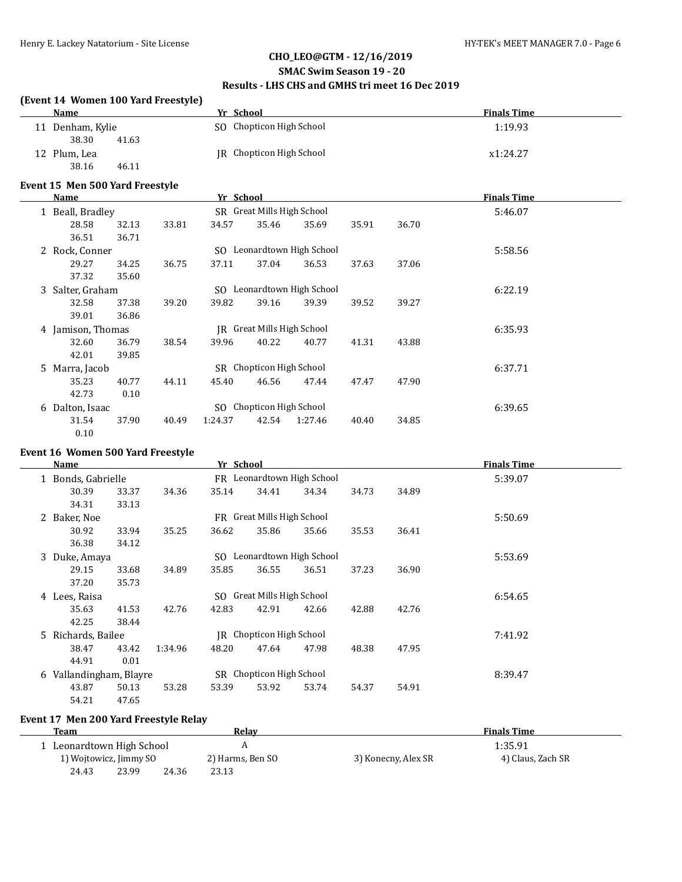**CHO_LEO@GTM - 12/16/2019**

**SMAC Swim Season 19 - 20**

**Results - LHS CHS and GMHS tri meet 16 Dec 2019**

### (Event 14 Women 100 Yard Freestyle)

| | Name | Yr | School | Finals Time |
|---|---|---|---|---|
| 11 | Denham, Kylie | SO | Chopticon High School | 1:19.93 |
| | 38.30 41.63 | | | |
| 12 | Plum, Lea | JR | Chopticon High School | x1:24.27 |
| | 38.16 46.11 | | | |

### Event 15 Men 500 Yard Freestyle

| | Name | Yr | School | Finals Time |
|---|---|---|---|---|
| 1 | Beall, Bradley | SR | Great Mills High School | 5:46.07 |
| | 28.58 32.13 33.81 34.57 35.46 35.69 35.91 36.70 36.51 36.71 | | | |
| 2 | Rock, Conner | SO | Leonardtown High School | 5:58.56 |
| | 29.27 34.25 36.75 37.11 37.04 36.53 37.63 37.06 37.32 35.60 | | | |
| 3 | Salter, Graham | SO | Leonardtown High School | 6:22.19 |
| | 32.58 37.38 39.20 39.82 39.16 39.39 39.52 39.27 39.01 36.86 | | | |
| 4 | Jamison, Thomas | JR | Great Mills High School | 6:35.93 |
| | 32.60 36.79 38.54 39.96 40.22 40.77 41.31 43.88 42.01 39.85 | | | |
| 5 | Marra, Jacob | SR | Chopticon High School | 6:37.71 |
| | 35.23 40.77 44.11 45.40 46.56 47.44 47.47 47.90 42.73 0.10 | | | |
| 6 | Dalton, Isaac | SO | Chopticon High School | 6:39.65 |
| | 31.54 37.90 40.49 1:24.37 42.54 1:27.46 40.40 34.85 0.10 | | | |

### Event 16 Women 500 Yard Freestyle

| | Name | Yr | School | Finals Time |
|---|---|---|---|---|
| 1 | Bonds, Gabrielle | FR | Leonardtown High School | 5:39.07 |
| | 30.39 33.37 34.36 35.14 34.41 34.34 34.73 34.89 34.31 33.13 | | | |
| 2 | Baker, Noe | FR | Great Mills High School | 5:50.69 |
| | 30.92 33.94 35.25 36.62 35.86 35.66 35.53 36.41 36.38 34.12 | | | |
| 3 | Duke, Amaya | SO | Leonardtown High School | 5:53.69 |
| | 29.15 33.68 34.89 35.85 36.55 36.51 37.23 36.90 37.20 35.73 | | | |
| 4 | Lees, Raisa | SO | Great Mills High School | 6:54.65 |
| | 35.63 41.53 42.76 42.83 42.91 42.66 42.88 42.76 42.25 38.44 | | | |
| 5 | Richards, Bailee | JR | Chopticon High School | 7:41.92 |
| | 38.47 43.42 1:34.96 48.20 47.64 47.98 48.38 47.95 44.91 0.01 | | | |
| 6 | Vallandingham, Blayre | SR | Chopticon High School | 8:39.47 |
| | 43.87 50.13 53.28 53.39 53.92 53.74 54.37 54.91 54.21 47.65 | | | |

### Event 17 Men 200 Yard Freestyle Relay

| | Team | Relay | | Finals Time |
|---|---|---|---|---|
| 1 | Leonardtown High School | A | | 1:35.91 |
| | 1) Wojtowicz, Jimmy SO | 2) Harms, Ben SO | 3) Konecny, Alex SR | 4) Claus, Zach SR |
| | 24.43 23.99 24.36 23.13 | | | |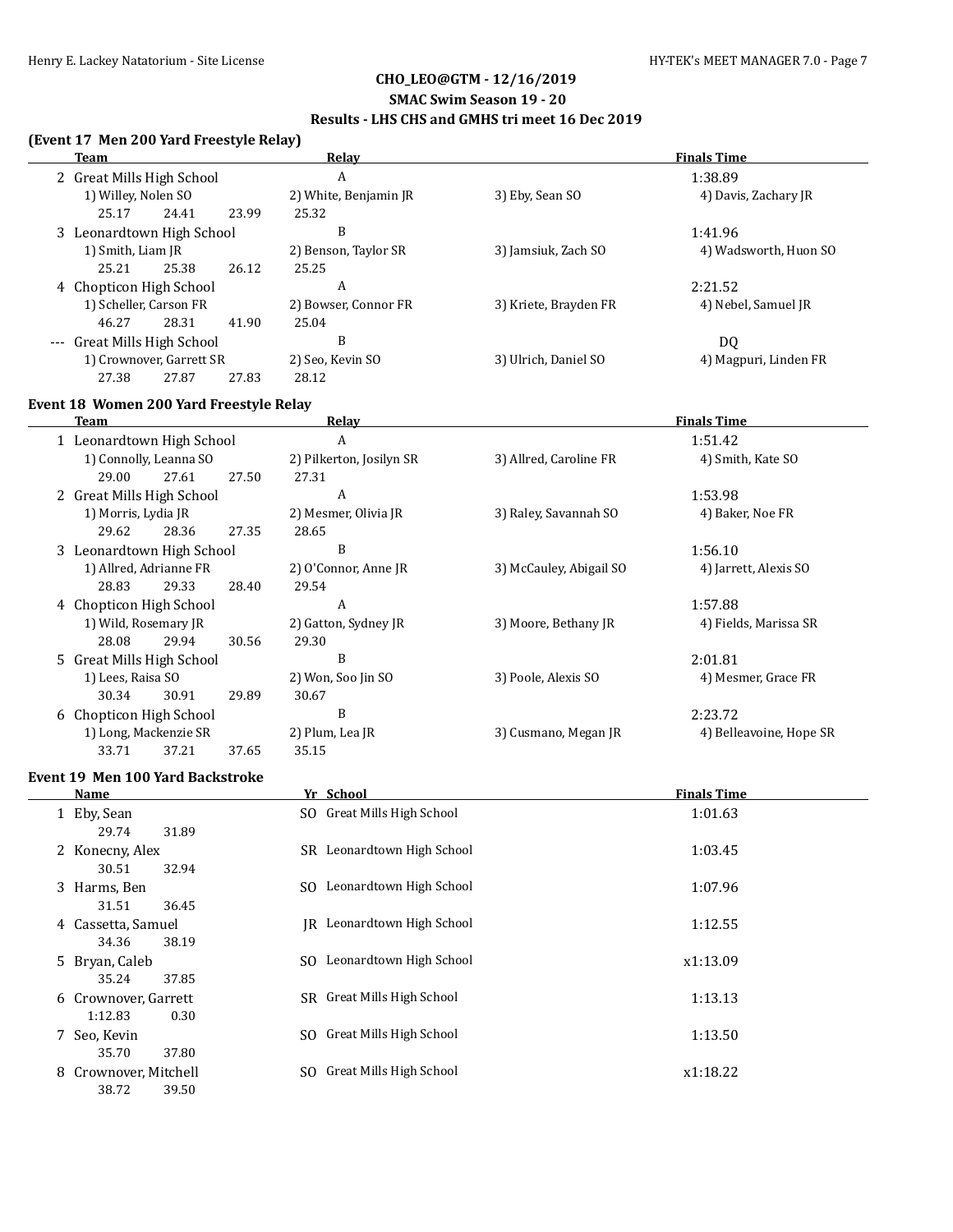**CHO_LEO@GTM - 12/16/2019**

**SMAC Swim Season 19 - 20**

**Results - LHS CHS and GMHS tri meet 16 Dec 2019**

### (Event 17 Men 200 Yard Freestyle Relay)

| | Team | Relay | | | Finals Time |
|---|---|---|---|---|---|
| 2 | Great Mills High School | A | | | 1:38.89 |
| | 1) Willey, Nolen SO | 2) White, Benjamin JR | 3) Eby, Sean SO | 4) Davis, Zachary JR | |
| | 25.17 24.41 23.99 | 25.32 | | | |
| 3 | Leonardtown High School | B | | | 1:41.96 |
| | 1) Smith, Liam JR | 2) Benson, Taylor SR | 3) Jamsiuk, Zach SO | 4) Wadsworth, Huon SO | |
| | 25.21 25.38 26.12 | 25.25 | | | |
| 4 | Chopticon High School | A | | | 2:21.52 |
| | 1) Scheller, Carson FR | 2) Bowser, Connor FR | 3) Kriete, Brayden FR | 4) Nebel, Samuel JR | |
| | 46.27 28.31 41.90 | 25.04 | | | |
| --- | Great Mills High School | B | | | DQ |
| | 1) Crownover, Garrett SR | 2) Seo, Kevin SO | 3) Ulrich, Daniel SO | 4) Magpuri, Linden FR | |
| | 27.38 27.87 27.83 | 28.12 | | | |

### Event 18 Women 200 Yard Freestyle Relay

| | Team | Relay | | | Finals Time |
|---|---|---|---|---|---|
| 1 | Leonardtown High School | A | | | 1:51.42 |
| | 1) Connolly, Leanna SO | 2) Pilkerton, Josilyn SR | 3) Allred, Caroline FR | 4) Smith, Kate SO | |
| | 29.00 27.61 27.50 | 27.31 | | | |
| 2 | Great Mills High School | A | | | 1:53.98 |
| | 1) Morris, Lydia JR | 2) Mesmer, Olivia JR | 3) Raley, Savannah SO | 4) Baker, Noe FR | |
| | 29.62 28.36 27.35 | 28.65 | | | |
| 3 | Leonardtown High School | B | | | 1:56.10 |
| | 1) Allred, Adrianne FR | 2) O'Connor, Anne JR | 3) McCauley, Abigail SO | 4) Jarrett, Alexis SO | |
| | 28.83 29.33 28.40 | 29.54 | | | |
| 4 | Chopticon High School | A | | | 1:57.88 |
| | 1) Wild, Rosemary JR | 2) Gatton, Sydney JR | 3) Moore, Bethany JR | 4) Fields, Marissa SR | |
| | 28.08 29.94 30.56 | 29.30 | | | |
| 5 | Great Mills High School | B | | | 2:01.81 |
| | 1) Lees, Raisa SO | 2) Won, Soo Jin SO | 3) Poole, Alexis SO | 4) Mesmer, Grace FR | |
| | 30.34 30.91 29.89 | 30.67 | | | |
| 6 | Chopticon High School | B | | | 2:23.72 |
| | 1) Long, Mackenzie SR | 2) Plum, Lea JR | 3) Cusmano, Megan JR | 4) Belleavoine, Hope SR | |
| | 33.71 37.21 37.65 | 35.15 | | | |

### Event 19 Men 100 Yard Backstroke

| | Name | Yr | School | Finals Time |
|---|---|---|---|---|
| 1 | Eby, Sean | SO | Great Mills High School | 1:01.63 |
| | 29.74 31.89 | | | |
| 2 | Konecny, Alex | SR | Leonardtown High School | 1:03.45 |
| | 30.51 32.94 | | | |
| 3 | Harms, Ben | SO | Leonardtown High School | 1:07.96 |
| | 31.51 36.45 | | | |
| 4 | Cassetta, Samuel | JR | Leonardtown High School | 1:12.55 |
| | 34.36 38.19 | | | |
| 5 | Bryan, Caleb | SO | Leonardtown High School | x1:13.09 |
| | 35.24 37.85 | | | |
| 6 | Crownover, Garrett | SR | Great Mills High School | 1:13.13 |
| | 1:12.83 0.30 | | | |
| 7 | Seo, Kevin | SO | Great Mills High School | 1:13.50 |
| | 35.70 37.80 | | | |
| 8 | Crownover, Mitchell | SO | Great Mills High School | x1:18.22 |
| | 38.72 39.50 | | | |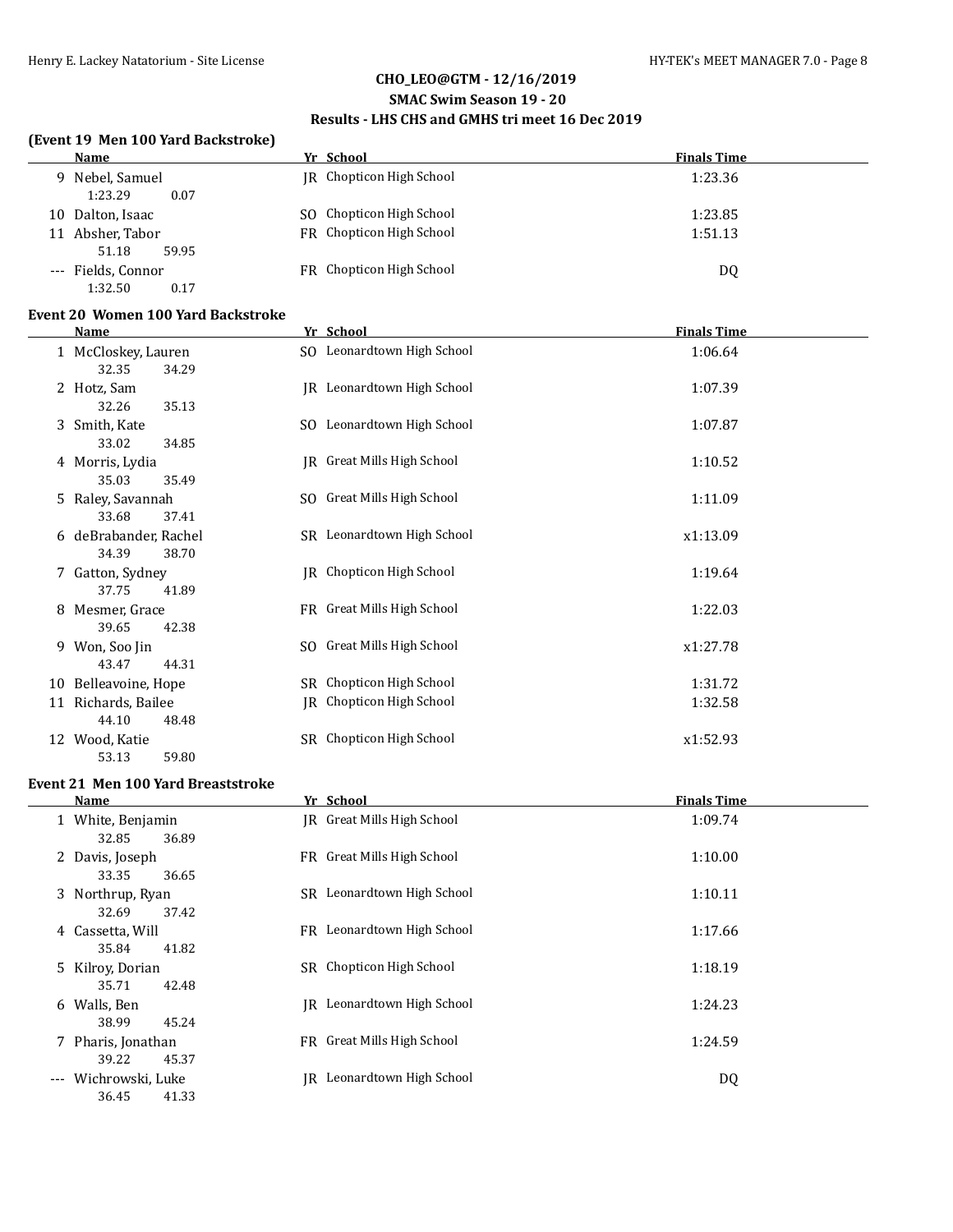## CHO_LEO@GTM - 12/16/2019

## SMAC Swim Season 19 - 20

## Results - LHS CHS and GMHS tri meet 16 Dec 2019

### (Event 19 Men 100 Yard Backstroke)

| | Name | Yr | School | Finals Time |
|---|---|---|---|---|
| 9 | Nebel, Samuel | JR | Chopticon High School | 1:23.36 |
| | 1:23.29 0.07 | | | |
| 10 | Dalton, Isaac | SO | Chopticon High School | 1:23.85 |
| 11 | Absher, Tabor | FR | Chopticon High School | 1:51.13 |
| | 51.18 59.95 | | | |
| --- | Fields, Connor | FR | Chopticon High School | DQ |
| | 1:32.50 0.17 | | | |

### Event 20 Women 100 Yard Backstroke

| | Name | Yr | School | Finals Time |
|---|---|---|---|---|
| 1 | McCloskey, Lauren | SO | Leonardtown High School | 1:06.64 |
| | 32.35 34.29 | | | |
| 2 | Hotz, Sam | JR | Leonardtown High School | 1:07.39 |
| | 32.26 35.13 | | | |
| 3 | Smith, Kate | SO | Leonardtown High School | 1:07.87 |
| | 33.02 34.85 | | | |
| 4 | Morris, Lydia | JR | Great Mills High School | 1:10.52 |
| | 35.03 35.49 | | | |
| 5 | Raley, Savannah | SO | Great Mills High School | 1:11.09 |
| | 33.68 37.41 | | | |
| 6 | deBrabander, Rachel | SR | Leonardtown High School | x1:13.09 |
| | 34.39 38.70 | | | |
| 7 | Gatton, Sydney | JR | Chopticon High School | 1:19.64 |
| | 37.75 41.89 | | | |
| 8 | Mesmer, Grace | FR | Great Mills High School | 1:22.03 |
| | 39.65 42.38 | | | |
| 9 | Won, Soo Jin | SO | Great Mills High School | x1:27.78 |
| | 43.47 44.31 | | | |
| 10 | Belleavoine, Hope | SR | Chopticon High School | 1:31.72 |
| 11 | Richards, Bailee | JR | Chopticon High School | 1:32.58 |
| | 44.10 48.48 | | | |
| 12 | Wood, Katie | SR | Chopticon High School | x1:52.93 |
| | 53.13 59.80 | | | |

### Event 21 Men 100 Yard Breaststroke

| | Name | Yr | School | Finals Time |
|---|---|---|---|---|
| 1 | White, Benjamin | JR | Great Mills High School | 1:09.74 |
| | 32.85 36.89 | | | |
| 2 | Davis, Joseph | FR | Great Mills High School | 1:10.00 |
| | 33.35 36.65 | | | |
| 3 | Northrup, Ryan | SR | Leonardtown High School | 1:10.11 |
| | 32.69 37.42 | | | |
| 4 | Cassetta, Will | FR | Leonardtown High School | 1:17.66 |
| | 35.84 41.82 | | | |
| 5 | Kilroy, Dorian | SR | Chopticon High School | 1:18.19 |
| | 35.71 42.48 | | | |
| 6 | Walls, Ben | JR | Leonardtown High School | 1:24.23 |
| | 38.99 45.24 | | | |
| 7 | Pharis, Jonathan | FR | Great Mills High School | 1:24.59 |
| | 39.22 45.37 | | | |
| --- | Wichrowski, Luke | JR | Leonardtown High School | DQ |
| | 36.45 41.33 | | | |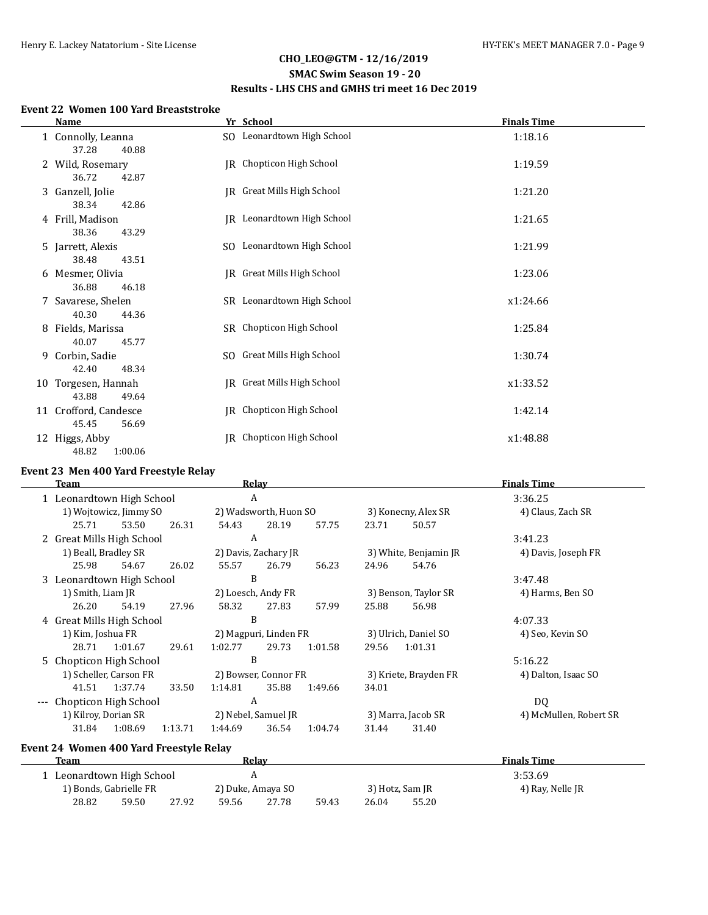## CHO_LEO@GTM - 12/16/2019
### SMAC Swim Season 19 - 20
### Results - LHS CHS and GMHS tri meet 16 Dec 2019

#### Event 22 Women 100 Yard Breaststroke

| | Name | Yr | School | Finals Time |
|---|---|---|---|---|
| 1 | Connolly, Leanna | SO | Leonardtown High School | 1:18.16 |
| | 37.28 40.88 | | | |
| 2 | Wild, Rosemary | JR | Chopticon High School | 1:19.59 |
| | 36.72 42.87 | | | |
| 3 | Ganzell, Jolie | JR | Great Mills High School | 1:21.20 |
| | 38.34 42.86 | | | |
| 4 | Frill, Madison | JR | Leonardtown High School | 1:21.65 |
| | 38.36 43.29 | | | |
| 5 | Jarrett, Alexis | SO | Leonardtown High School | 1:21.99 |
| | 38.48 43.51 | | | |
| 6 | Mesmer, Olivia | JR | Great Mills High School | 1:23.06 |
| | 36.88 46.18 | | | |
| 7 | Savarese, Shelen | SR | Leonardtown High School | x1:24.66 |
| | 40.30 44.36 | | | |
| 8 | Fields, Marissa | SR | Chopticon High School | 1:25.84 |
| | 40.07 45.77 | | | |
| 9 | Corbin, Sadie | SO | Great Mills High School | 1:30.74 |
| | 42.40 48.34 | | | |
| 10 | Torgesen, Hannah | JR | Great Mills High School | x1:33.52 |
| | 43.88 49.64 | | | |
| 11 | Crofford, Candesce | JR | Chopticon High School | 1:42.14 |
| | 45.45 56.69 | | | |
| 12 | Higgs, Abby | JR | Chopticon High School | x1:48.88 |
| | 48.82 1:00.06 | | | |

#### Event 23 Men 400 Yard Freestyle Relay

| | Team | Relay | Finals Time |
|---|---|---|---|
| 1 | Leonardtown High School | A | 3:36.25 |
| | 1) Wojtowicz, Jimmy SO 2) Wadsworth, Huon SO 3) Konecny, Alex SR 4) Claus, Zach SR | | |
| | 25.71 53.50 26.31 54.43 28.19 57.75 23.71 50.57 | | |
| 2 | Great Mills High School | A | 3:41.23 |
| | 1) Beall, Bradley SR 2) Davis, Zachary JR 3) White, Benjamin JR 4) Davis, Joseph FR | | |
| | 25.98 54.67 26.02 55.57 26.79 56.23 24.96 54.76 | | |
| 3 | Leonardtown High School | B | 3:47.48 |
| | 1) Smith, Liam JR 2) Loesch, Andy FR 3) Benson, Taylor SR 4) Harms, Ben SO | | |
| | 26.20 54.19 27.96 58.32 27.83 57.99 25.88 56.98 | | |
| 4 | Great Mills High School | B | 4:07.33 |
| | 1) Kim, Joshua FR 2) Magpuri, Linden FR 3) Ulrich, Daniel SO 4) Seo, Kevin SO | | |
| | 28.71 1:01.67 29.61 1:02.77 29.73 1:01.58 29.56 1:01.31 | | |
| 5 | Chopticon High School | B | 5:16.22 |
| | 1) Scheller, Carson FR 2) Bowser, Connor FR 3) Kriete, Brayden FR 4) Dalton, Isaac SO | | |
| | 41.51 1:37.74 33.50 1:14.81 35.88 1:49.66 34.01 | | |
| --- | Chopticon High School | A | DQ |
| | 1) Kilroy, Dorian SR 2) Nebel, Samuel JR 3) Marra, Jacob SR 4) McMullen, Robert SR | | |
| | 31.84 1:08.69 1:13.71 1:44.69 36.54 1:04.74 31.44 31.40 | | |

#### Event 24 Women 400 Yard Freestyle Relay

| | Team | Relay | Finals Time |
|---|---|---|---|
| 1 | Leonardtown High School | A | 3:53.69 |
| | 1) Bonds, Gabrielle FR 2) Duke, Amaya SO 3) Hotz, Sam JR 4) Ray, Nelle JR | | |
| | 28.82 59.50 27.92 59.56 27.78 59.43 26.04 55.20 | | |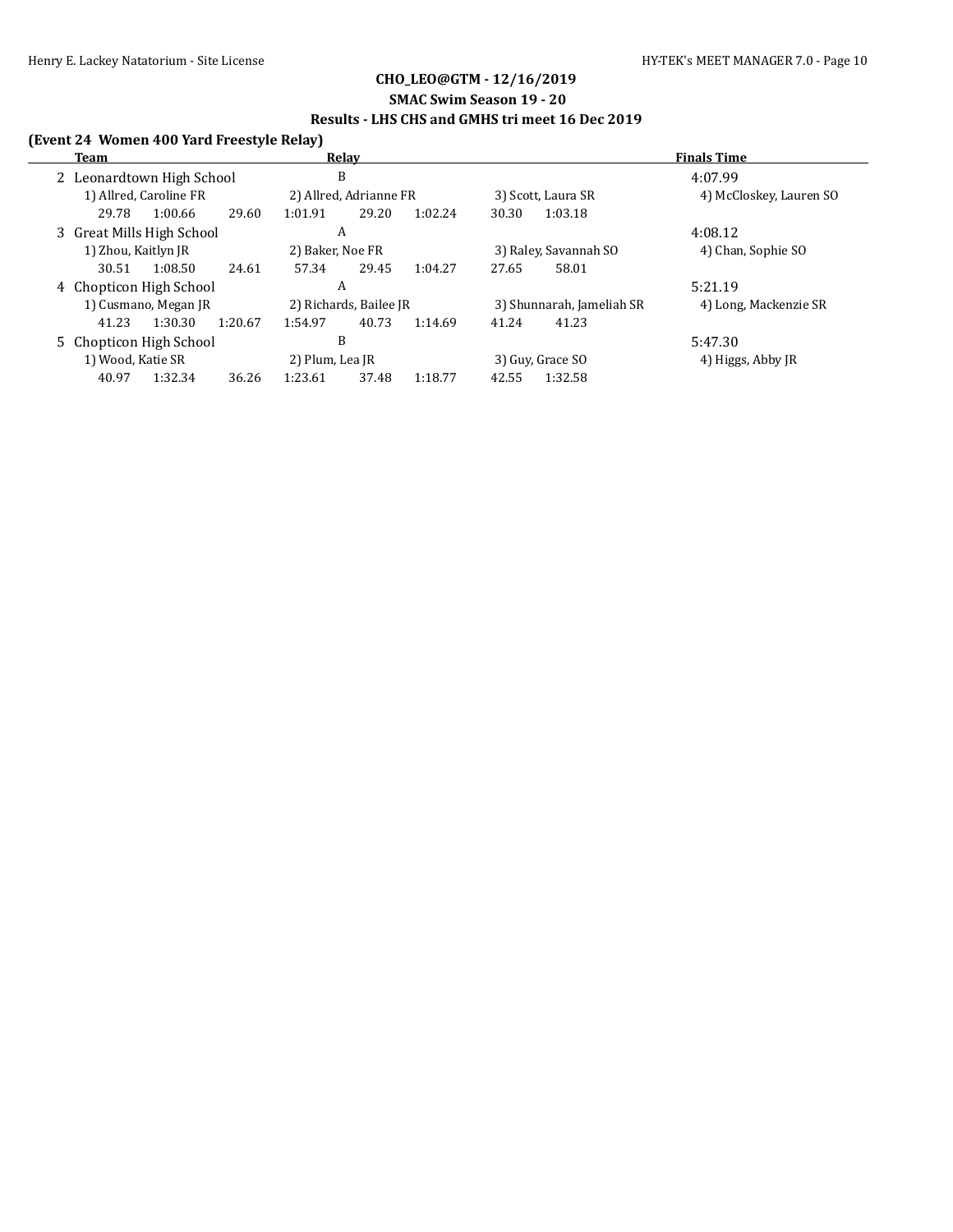**CHO_LEO@GTM - 12/16/2019**

**SMAC Swim Season 19 - 20**

**Results - LHS CHS and GMHS tri meet 16 Dec 2019**

**(Event 24 Women 400 Yard Freestyle Relay)**

| | Team | Relay | | | Finals Time |
|---|---|---|---|---|---|
| 2 | Leonardtown High School | B | | | 4:07.99 |
| | 1) Allred, Caroline FR | 2) Allred, Adrianne FR | 3) Scott, Laura SR | 4) McCloskey, Lauren SO | |
| | 29.78 1:00.66 | 29.60 1:01.91 | 29.20 1:02.24 | 30.30 1:03.18 | |
| 3 | Great Mills High School | A | | | 4:08.12 |
| | 1) Zhou, Kaitlyn JR | 2) Baker, Noe FR | 3) Raley, Savannah SO | 4) Chan, Sophie SO | |
| | 30.51 1:08.50 | 24.61 57.34 | 29.45 1:04.27 | 27.65 58.01 | |
| 4 | Chopticon High School | A | | | 5:21.19 |
| | 1) Cusmano, Megan JR | 2) Richards, Bailee JR | 3) Shunnarah, Jameliah SR | 4) Long, Mackenzie SR | |
| | 41.23 1:30.30 | 1:20.67 1:54.97 | 40.73 1:14.69 | 41.24 41.23 | |
| 5 | Chopticon High School | B | | | 5:47.30 |
| | 1) Wood, Katie SR | 2) Plum, Lea JR | 3) Guy, Grace SO | 4) Higgs, Abby JR | |
| | 40.97 1:32.34 | 36.26 1:23.61 | 37.48 1:18.77 | 42.55 1:32.58 | |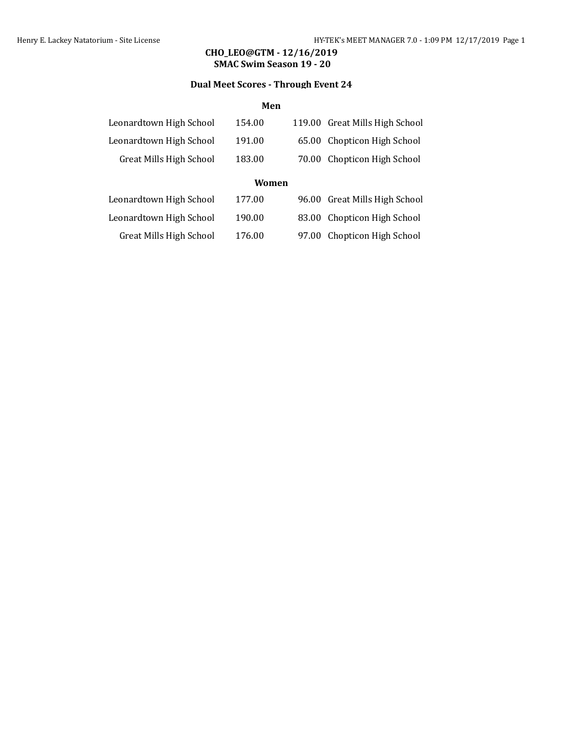**CHO_LEO@GTM - 12/16/2019**
**SMAC Swim Season 19 - 20**

### Dual Meet Scores - Through Event 24

**Men**

| | | | |
|---|---|---|---|
| Leonardtown High School | 154.00 | 119.00 | Great Mills High School |
| Leonardtown High School | 191.00 | 65.00 | Chopticon High School |
| Great Mills High School | 183.00 | 70.00 | Chopticon High School |

**Women**

| | | | |
|---|---|---|---|
| Leonardtown High School | 177.00 | 96.00 | Great Mills High School |
| Leonardtown High School | 190.00 | 83.00 | Chopticon High School |
| Great Mills High School | 176.00 | 97.00 | Chopticon High School |